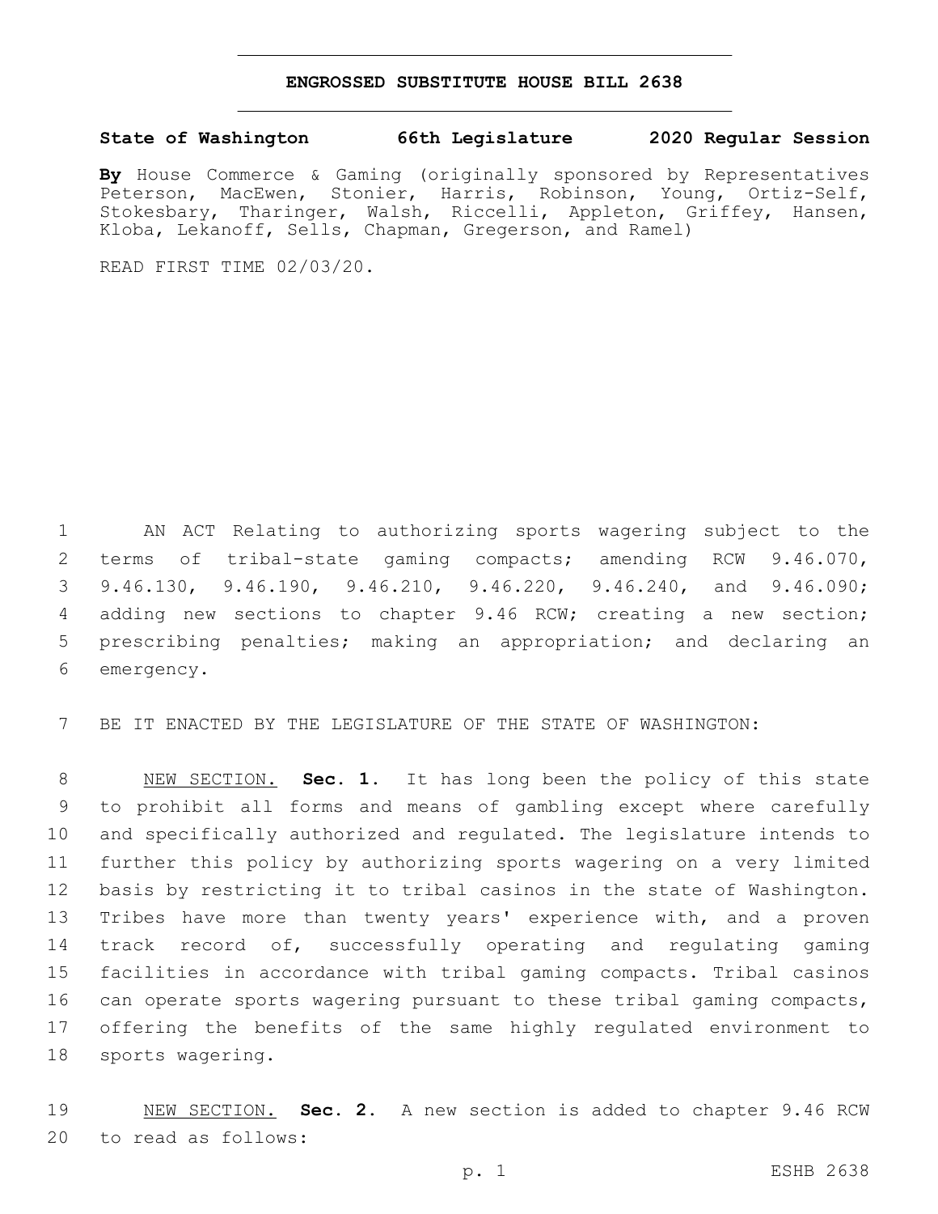# ENGROSSED SUBSTITUTE HOUSE BILL 2638

**State of Washington 66th Legislature 2020 Regular Session**

**By** House Commerce & Gaming (originally sponsored by Representatives Peterson, MacEwen, Stonier, Harris, Robinson, Young, Ortiz-Self, Stokesbary, Tharinger, Walsh, Riccelli, Appleton, Griffey, Hansen, Kloba, Lekanoff, Sells, Chapman, Gregerson, and Ramel)

READ FIRST TIME 02/03/20.

1 AN ACT Relating to authorizing sports wagering subject to the
2 terms of tribal-state gaming compacts; amending RCW 9.46.070,
3 9.46.130, 9.46.190, 9.46.210, 9.46.220, 9.46.240, and 9.46.090;
4 adding new sections to chapter 9.46 RCW; creating a new section;
5 prescribing penalties; making an appropriation; and declaring an
6 emergency.

7 BE IT ENACTED BY THE LEGISLATURE OF THE STATE OF WASHINGTON:

8 NEW SECTION. **Sec. 1.** It has long been the policy of this state
9 to prohibit all forms and means of gambling except where carefully
10 and specifically authorized and regulated. The legislature intends to
11 further this policy by authorizing sports wagering on a very limited
12 basis by restricting it to tribal casinos in the state of Washington.
13 Tribes have more than twenty years' experience with, and a proven
14 track record of, successfully operating and regulating gaming
15 facilities in accordance with tribal gaming compacts. Tribal casinos
16 can operate sports wagering pursuant to these tribal gaming compacts,
17 offering the benefits of the same highly regulated environment to
18 sports wagering.

19 NEW SECTION. **Sec. 2.** A new section is added to chapter 9.46 RCW
20 to read as follows: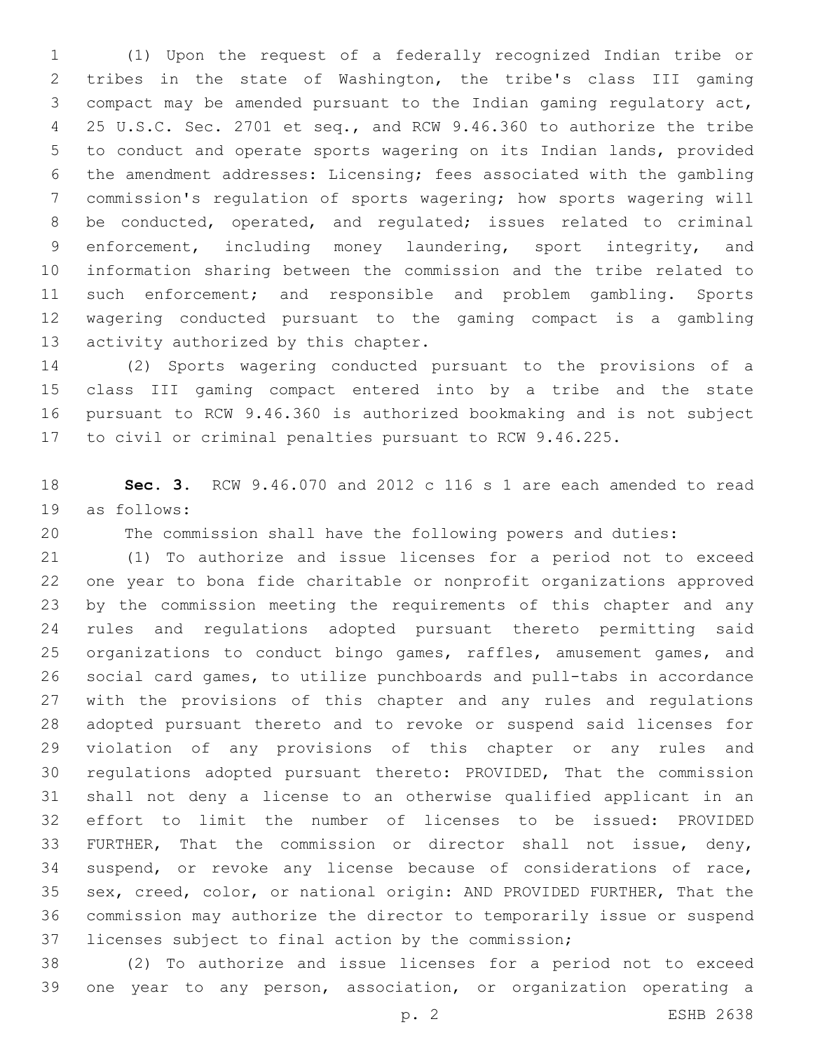(1) Upon the request of a federally recognized Indian tribe or tribes in the state of Washington, the tribe's class III gaming compact may be amended pursuant to the Indian gaming regulatory act, 25 U.S.C. Sec. 2701 et seq., and RCW 9.46.360 to authorize the tribe to conduct and operate sports wagering on its Indian lands, provided the amendment addresses: Licensing; fees associated with the gambling commission's regulation of sports wagering; how sports wagering will be conducted, operated, and regulated; issues related to criminal enforcement, including money laundering, sport integrity, and information sharing between the commission and the tribe related to such enforcement; and responsible and problem gambling. Sports wagering conducted pursuant to the gaming compact is a gambling activity authorized by this chapter.

(2) Sports wagering conducted pursuant to the provisions of a class III gaming compact entered into by a tribe and the state pursuant to RCW 9.46.360 is authorized bookmaking and is not subject to civil or criminal penalties pursuant to RCW 9.46.225.

**Sec. 3.** RCW 9.46.070 and 2012 c 116 s 1 are each amended to read as follows:

The commission shall have the following powers and duties:

(1) To authorize and issue licenses for a period not to exceed one year to bona fide charitable or nonprofit organizations approved by the commission meeting the requirements of this chapter and any rules and regulations adopted pursuant thereto permitting said organizations to conduct bingo games, raffles, amusement games, and social card games, to utilize punchboards and pull-tabs in accordance with the provisions of this chapter and any rules and regulations adopted pursuant thereto and to revoke or suspend said licenses for violation of any provisions of this chapter or any rules and regulations adopted pursuant thereto: PROVIDED, That the commission shall not deny a license to an otherwise qualified applicant in an effort to limit the number of licenses to be issued: PROVIDED FURTHER, That the commission or director shall not issue, deny, suspend, or revoke any license because of considerations of race, sex, creed, color, or national origin: AND PROVIDED FURTHER, That the commission may authorize the director to temporarily issue or suspend licenses subject to final action by the commission;

(2) To authorize and issue licenses for a period not to exceed one year to any person, association, or organization operating a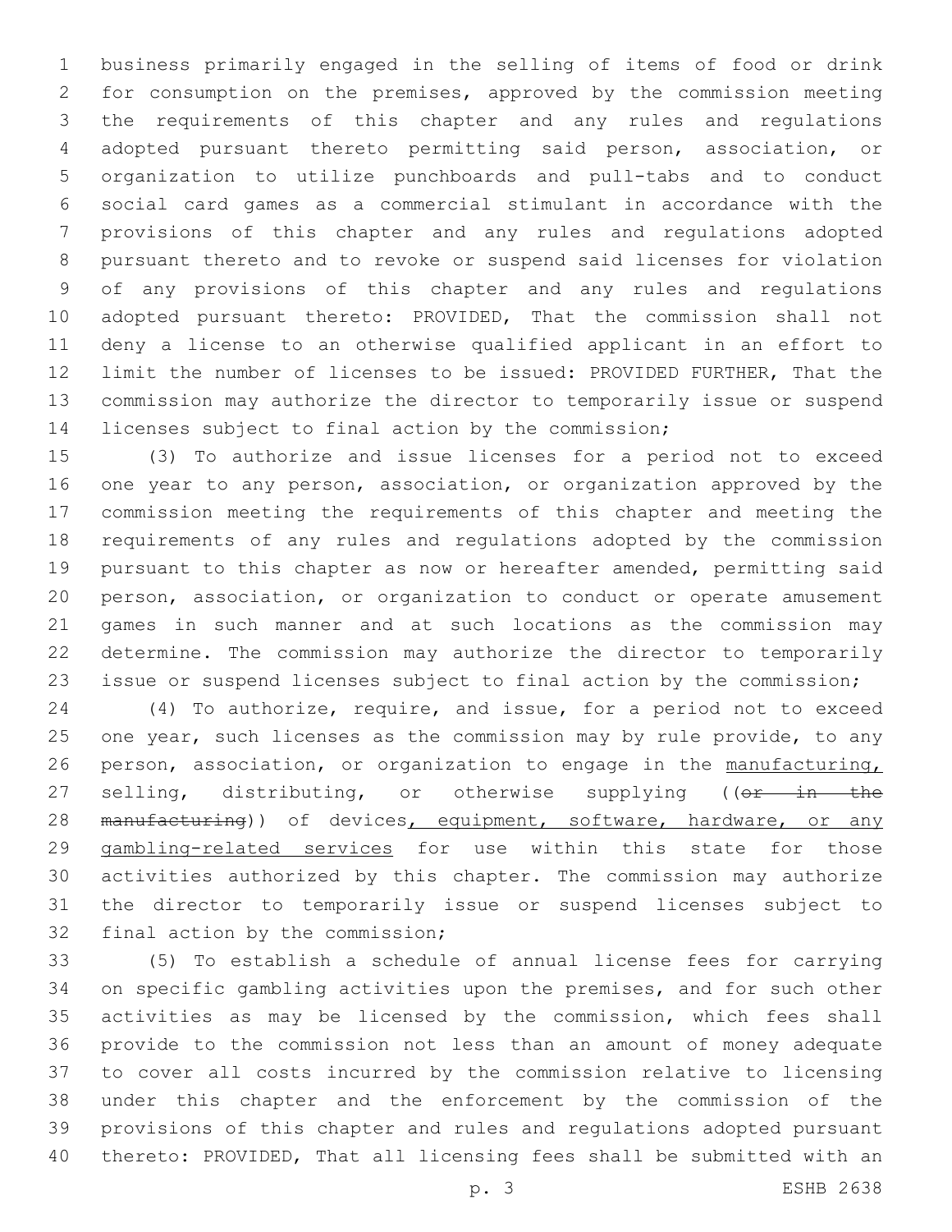business primarily engaged in the selling of items of food or drink for consumption on the premises, approved by the commission meeting the requirements of this chapter and any rules and regulations adopted pursuant thereto permitting said person, association, or organization to utilize punchboards and pull-tabs and to conduct social card games as a commercial stimulant in accordance with the provisions of this chapter and any rules and regulations adopted pursuant thereto and to revoke or suspend said licenses for violation of any provisions of this chapter and any rules and regulations adopted pursuant thereto: PROVIDED, That the commission shall not deny a license to an otherwise qualified applicant in an effort to limit the number of licenses to be issued: PROVIDED FURTHER, That the commission may authorize the director to temporarily issue or suspend licenses subject to final action by the commission;

(3) To authorize and issue licenses for a period not to exceed one year to any person, association, or organization approved by the commission meeting the requirements of this chapter and meeting the requirements of any rules and regulations adopted by the commission pursuant to this chapter as now or hereafter amended, permitting said person, association, or organization to conduct or operate amusement games in such manner and at such locations as the commission may determine. The commission may authorize the director to temporarily issue or suspend licenses subject to final action by the commission;

(4) To authorize, require, and issue, for a period not to exceed one year, such licenses as the commission may by rule provide, to any person, association, or organization to engage in the manufacturing, selling, distributing, or otherwise supplying ((~~or in the manufacturing~~)) of devices, equipment, software, hardware, or any gambling-related services for use within this state for those activities authorized by this chapter. The commission may authorize the director to temporarily issue or suspend licenses subject to final action by the commission;

(5) To establish a schedule of annual license fees for carrying on specific gambling activities upon the premises, and for such other activities as may be licensed by the commission, which fees shall provide to the commission not less than an amount of money adequate to cover all costs incurred by the commission relative to licensing under this chapter and the enforcement by the commission of the provisions of this chapter and rules and regulations adopted pursuant thereto: PROVIDED, That all licensing fees shall be submitted with an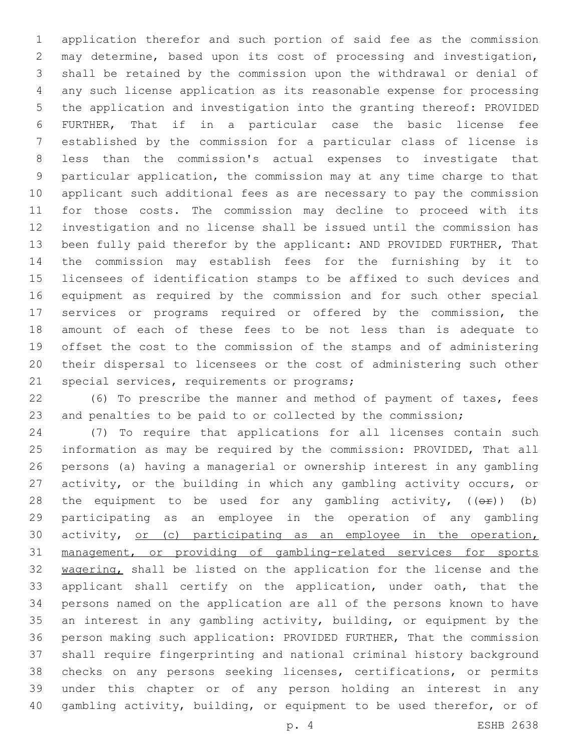application therefor and such portion of said fee as the commission may determine, based upon its cost of processing and investigation, shall be retained by the commission upon the withdrawal or denial of any such license application as its reasonable expense for processing the application and investigation into the granting thereof: PROVIDED FURTHER, That if in a particular case the basic license fee established by the commission for a particular class of license is less than the commission's actual expenses to investigate that particular application, the commission may at any time charge to that applicant such additional fees as are necessary to pay the commission for those costs. The commission may decline to proceed with its investigation and no license shall be issued until the commission has been fully paid therefor by the applicant: AND PROVIDED FURTHER, That the commission may establish fees for the furnishing by it to licensees of identification stamps to be affixed to such devices and equipment as required by the commission and for such other special services or programs required or offered by the commission, the amount of each of these fees to be not less than is adequate to offset the cost to the commission of the stamps and of administering their dispersal to licensees or the cost of administering such other special services, requirements or programs;

(6) To prescribe the manner and method of payment of taxes, fees and penalties to be paid to or collected by the commission;

(7) To require that applications for all licenses contain such information as may be required by the commission: PROVIDED, That all persons (a) having a managerial or ownership interest in any gambling activity, or the building in which any gambling activity occurs, or the equipment to be used for any gambling activity, ((~~or~~)) (b) participating as an employee in the operation of any gambling activity, <u>or (c) participating as an employee in the operation, management, or providing of gambling-related services for sports wagering,</u> shall be listed on the application for the license and the applicant shall certify on the application, under oath, that the persons named on the application are all of the persons known to have an interest in any gambling activity, building, or equipment by the person making such application: PROVIDED FURTHER, That the commission shall require fingerprinting and national criminal history background checks on any persons seeking licenses, certifications, or permits under this chapter or of any person holding an interest in any gambling activity, building, or equipment to be used therefor, or of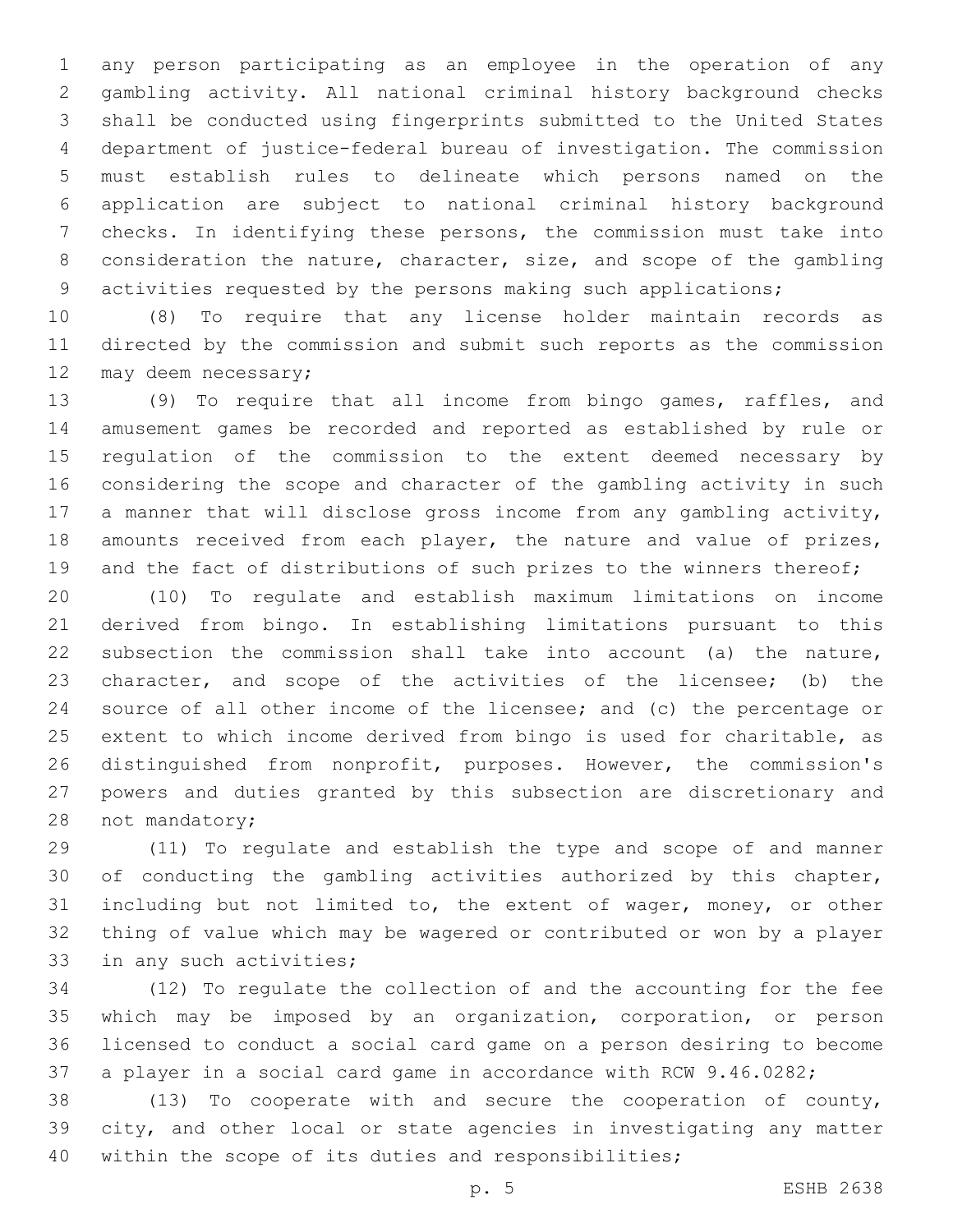any person participating as an employee in the operation of any gambling activity. All national criminal history background checks shall be conducted using fingerprints submitted to the United States department of justice-federal bureau of investigation. The commission must establish rules to delineate which persons named on the application are subject to national criminal history background checks. In identifying these persons, the commission must take into consideration the nature, character, size, and scope of the gambling activities requested by the persons making such applications;

(8) To require that any license holder maintain records as directed by the commission and submit such reports as the commission may deem necessary;

(9) To require that all income from bingo games, raffles, and amusement games be recorded and reported as established by rule or regulation of the commission to the extent deemed necessary by considering the scope and character of the gambling activity in such a manner that will disclose gross income from any gambling activity, amounts received from each player, the nature and value of prizes, and the fact of distributions of such prizes to the winners thereof;

(10) To regulate and establish maximum limitations on income derived from bingo. In establishing limitations pursuant to this subsection the commission shall take into account (a) the nature, character, and scope of the activities of the licensee; (b) the source of all other income of the licensee; and (c) the percentage or extent to which income derived from bingo is used for charitable, as distinguished from nonprofit, purposes. However, the commission's powers and duties granted by this subsection are discretionary and not mandatory;

(11) To regulate and establish the type and scope of and manner of conducting the gambling activities authorized by this chapter, including but not limited to, the extent of wager, money, or other thing of value which may be wagered or contributed or won by a player in any such activities;

(12) To regulate the collection of and the accounting for the fee which may be imposed by an organization, corporation, or person licensed to conduct a social card game on a person desiring to become a player in a social card game in accordance with RCW 9.46.0282;

(13) To cooperate with and secure the cooperation of county, city, and other local or state agencies in investigating any matter within the scope of its duties and responsibilities;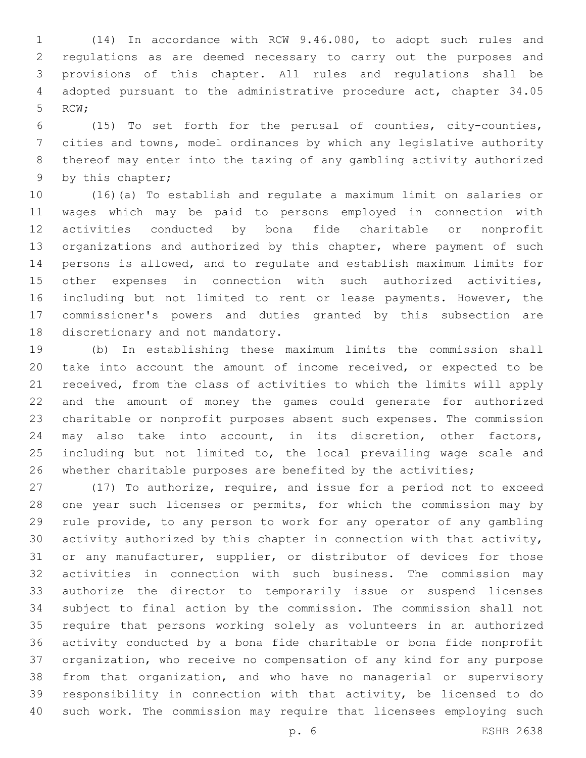(14) In accordance with RCW 9.46.080, to adopt such rules and regulations as are deemed necessary to carry out the purposes and provisions of this chapter. All rules and regulations shall be adopted pursuant to the administrative procedure act, chapter 34.05 RCW;

(15) To set forth for the perusal of counties, city-counties, cities and towns, model ordinances by which any legislative authority thereof may enter into the taxing of any gambling activity authorized by this chapter;

(16)(a) To establish and regulate a maximum limit on salaries or wages which may be paid to persons employed in connection with activities conducted by bona fide charitable or nonprofit organizations and authorized by this chapter, where payment of such persons is allowed, and to regulate and establish maximum limits for other expenses in connection with such authorized activities, including but not limited to rent or lease payments. However, the commissioner's powers and duties granted by this subsection are discretionary and not mandatory.

(b) In establishing these maximum limits the commission shall take into account the amount of income received, or expected to be received, from the class of activities to which the limits will apply and the amount of money the games could generate for authorized charitable or nonprofit purposes absent such expenses. The commission may also take into account, in its discretion, other factors, including but not limited to, the local prevailing wage scale and whether charitable purposes are benefited by the activities;

(17) To authorize, require, and issue for a period not to exceed one year such licenses or permits, for which the commission may by rule provide, to any person to work for any operator of any gambling activity authorized by this chapter in connection with that activity, or any manufacturer, supplier, or distributor of devices for those activities in connection with such business. The commission may authorize the director to temporarily issue or suspend licenses subject to final action by the commission. The commission shall not require that persons working solely as volunteers in an authorized activity conducted by a bona fide charitable or bona fide nonprofit organization, who receive no compensation of any kind for any purpose from that organization, and who have no managerial or supervisory responsibility in connection with that activity, be licensed to do such work. The commission may require that licensees employing such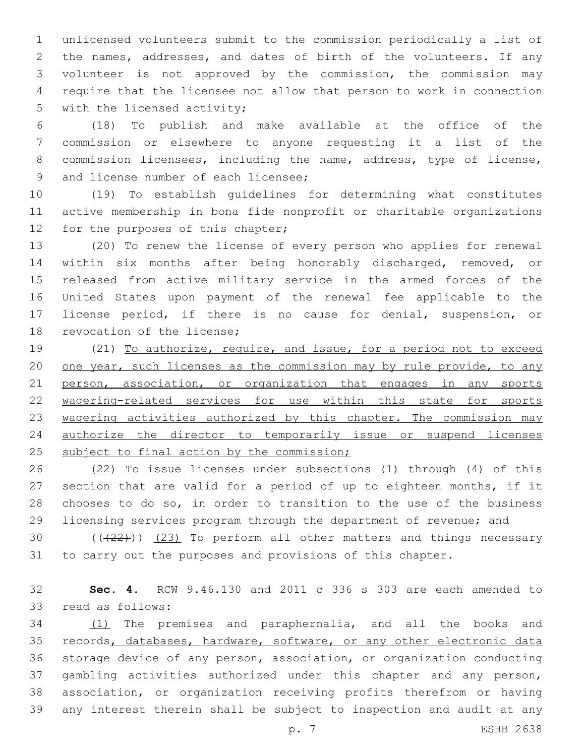unlicensed volunteers submit to the commission periodically a list of the names, addresses, and dates of birth of the volunteers. If any volunteer is not approved by the commission, the commission may require that the licensee not allow that person to work in connection with the licensed activity;

(18) To publish and make available at the office of the commission or elsewhere to anyone requesting it a list of the commission licensees, including the name, address, type of license, and license number of each licensee;

(19) To establish guidelines for determining what constitutes active membership in bona fide nonprofit or charitable organizations for the purposes of this chapter;

(20) To renew the license of every person who applies for renewal within six months after being honorably discharged, removed, or released from active military service in the armed forces of the United States upon payment of the renewal fee applicable to the license period, if there is no cause for denial, suspension, or revocation of the license;

(21) <u>To authorize, require, and issue, for a period not to exceed one year, such licenses as the commission may by rule provide, to any person, association, or organization that engages in any sports wagering-related services for use within this state for sports wagering activities authorized by this chapter. The commission may authorize the director to temporarily issue or suspend licenses subject to final action by the commission;</u>

<u>(22)</u> To issue licenses under subsections (1) through (4) of this section that are valid for a period of up to eighteen months, if it chooses to do so, in order to transition to the use of the business licensing services program through the department of revenue; and

~~((22))~~ <u>(23)</u> To perform all other matters and things necessary to carry out the purposes and provisions of this chapter.

**Sec. 4.** RCW 9.46.130 and 2011 c 336 s 303 are each amended to read as follows:

<u>(1)</u> The premises and paraphernalia, and all the books and records<u>, databases, hardware, software, or any other electronic data storage device</u> of any person, association, or organization conducting gambling activities authorized under this chapter and any person, association, or organization receiving profits therefrom or having any interest therein shall be subject to inspection and audit at any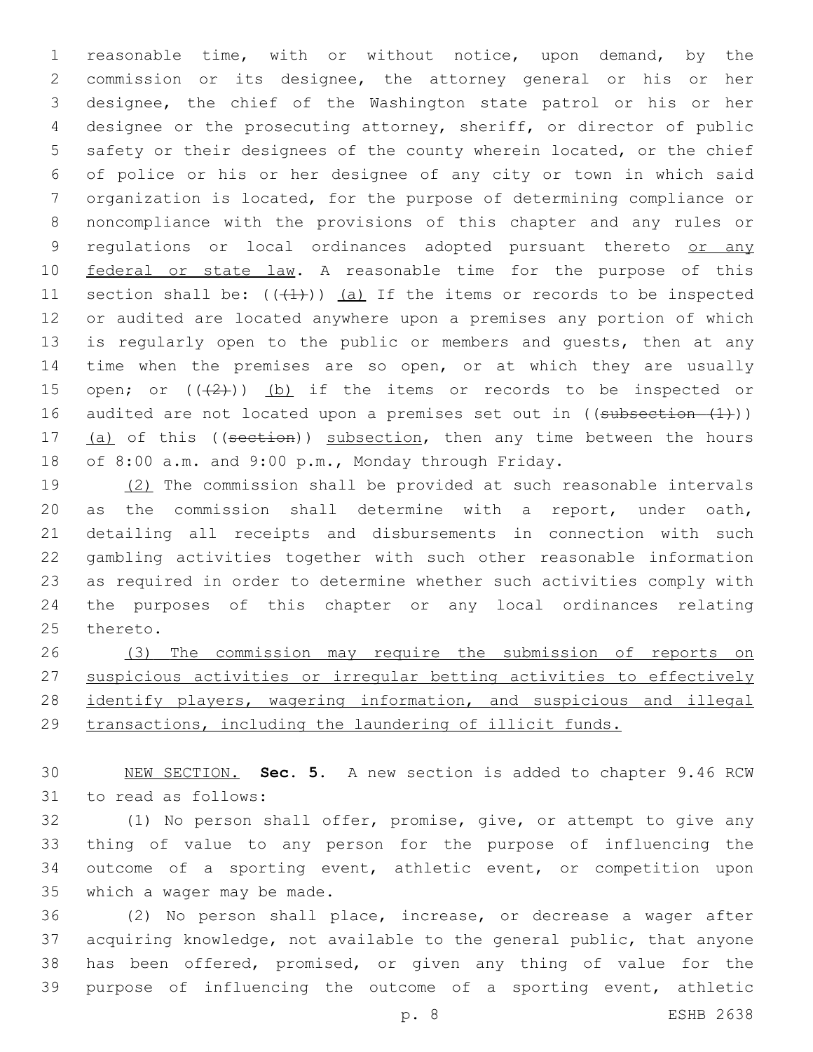reasonable time, with or without notice, upon demand, by the commission or its designee, the attorney general or his or her designee, the chief of the Washington state patrol or his or her designee or the prosecuting attorney, sheriff, or director of public safety or their designees of the county wherein located, or the chief of police or his or her designee of any city or town in which said organization is located, for the purpose of determining compliance or noncompliance with the provisions of this chapter and any rules or regulations or local ordinances adopted pursuant thereto <u>or any federal or state law</u>. A reasonable time for the purpose of this section shall be: ((~~(1)~~)) <u>(a)</u> If the items or records to be inspected or audited are located anywhere upon a premises any portion of which is regularly open to the public or members and guests, then at any time when the premises are so open, or at which they are usually open; or ((~~(2)~~)) <u>(b)</u> if the items or records to be inspected or audited are not located upon a premises set out in ((~~subsection (1)~~)) <u>(a)</u> of this ((~~section~~)) <u>subsection</u>, then any time between the hours of 8:00 a.m. and 9:00 p.m., Monday through Friday.

<u>(2)</u> The commission shall be provided at such reasonable intervals as the commission shall determine with a report, under oath, detailing all receipts and disbursements in connection with such gambling activities together with such other reasonable information as required in order to determine whether such activities comply with the purposes of this chapter or any local ordinances relating thereto.

<u>(3) The commission may require the submission of reports on suspicious activities or irregular betting activities to effectively identify players, wagering information, and suspicious and illegal transactions, including the laundering of illicit funds.</u>

<u>NEW SECTION.</u> **Sec. 5.** A new section is added to chapter 9.46 RCW to read as follows:

(1) No person shall offer, promise, give, or attempt to give any thing of value to any person for the purpose of influencing the outcome of a sporting event, athletic event, or competition upon which a wager may be made.

(2) No person shall place, increase, or decrease a wager after acquiring knowledge, not available to the general public, that anyone has been offered, promised, or given any thing of value for the purpose of influencing the outcome of a sporting event, athletic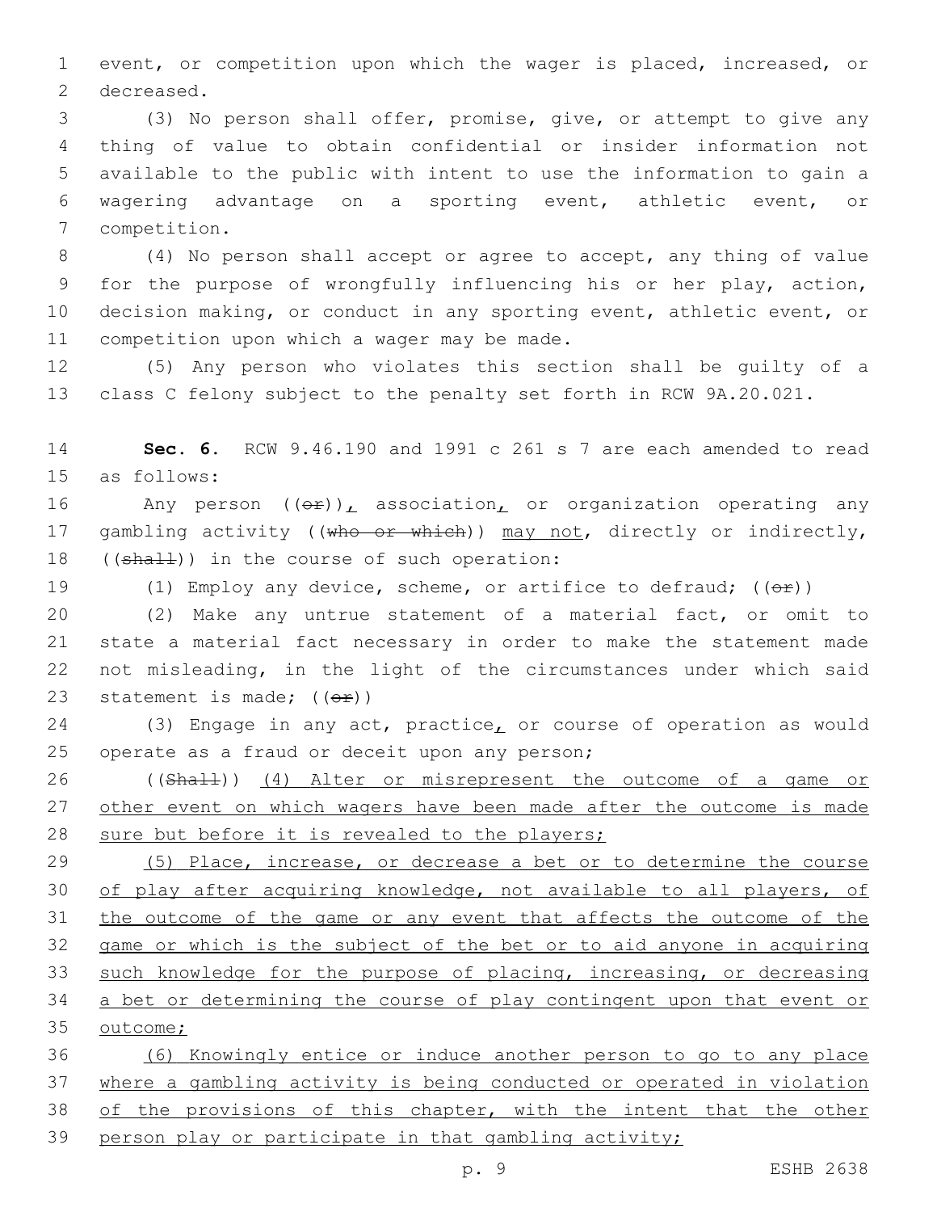event, or competition upon which the wager is placed, increased, or decreased.

(3) No person shall offer, promise, give, or attempt to give any thing of value to obtain confidential or insider information not available to the public with intent to use the information to gain a wagering advantage on a sporting event, athletic event, or competition.

(4) No person shall accept or agree to accept, any thing of value for the purpose of wrongfully influencing his or her play, action, decision making, or conduct in any sporting event, athletic event, or competition upon which a wager may be made.

(5) Any person who violates this section shall be guilty of a class C felony subject to the penalty set forth in RCW 9A.20.021.

**Sec. 6.** RCW 9.46.190 and 1991 c 261 s 7 are each amended to read as follows:

Any person ((~~or~~)), association, or organization operating any gambling activity ((~~who or which~~)) may not, directly or indirectly, ((~~shall~~)) in the course of such operation:

(1) Employ any device, scheme, or artifice to defraud; ((~~or~~))

(2) Make any untrue statement of a material fact, or omit to state a material fact necessary in order to make the statement made not misleading, in the light of the circumstances under which said statement is made; ((~~or~~))

(3) Engage in any act, practice, or course of operation as would operate as a fraud or deceit upon any person;

((~~Shall~~)) <u>(4) Alter or misrepresent the outcome of a game or other event on which wagers have been made after the outcome is made sure but before it is revealed to the players;</u>

<u>(5) Place, increase, or decrease a bet or to determine the course of play after acquiring knowledge, not available to all players, of the outcome of the game or any event that affects the outcome of the game or which is the subject of the bet or to aid anyone in acquiring such knowledge for the purpose of placing, increasing, or decreasing a bet or determining the course of play contingent upon that event or outcome;</u>

<u>(6) Knowingly entice or induce another person to go to any place where a gambling activity is being conducted or operated in violation of the provisions of this chapter, with the intent that the other person play or participate in that gambling activity;</u>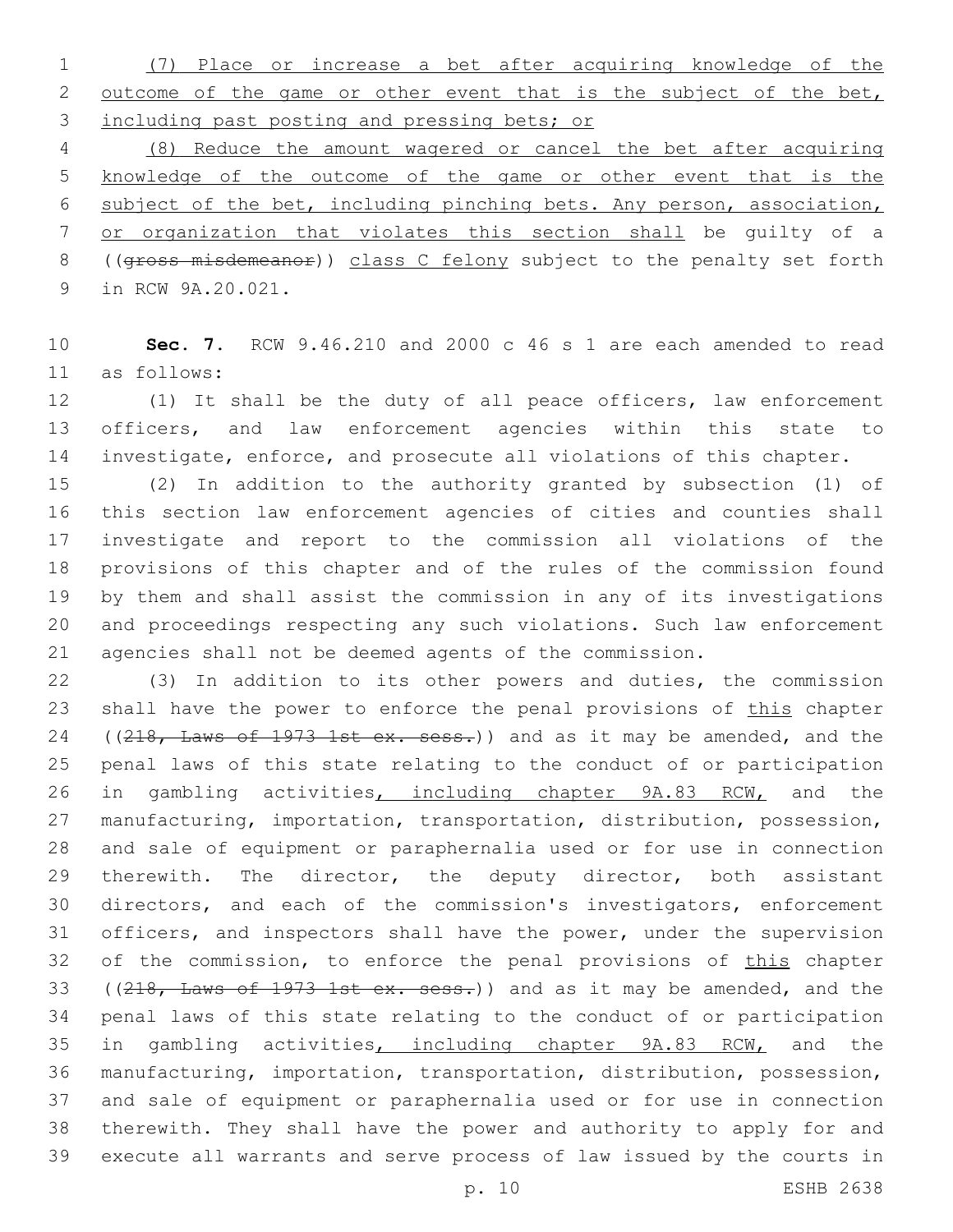(7) Place or increase a bet after acquiring knowledge of the outcome of the game or other event that is the subject of the bet, including past posting and pressing bets; or

(8) Reduce the amount wagered or cancel the bet after acquiring knowledge of the outcome of the game or other event that is the subject of the bet, including pinching bets. Any person, association, or organization that violates this section shall be guilty of a ((~~gross misdemeanor~~)) class C felony subject to the penalty set forth in RCW 9A.20.021.

**Sec. 7.** RCW 9.46.210 and 2000 c 46 s 1 are each amended to read as follows:

(1) It shall be the duty of all peace officers, law enforcement officers, and law enforcement agencies within this state to investigate, enforce, and prosecute all violations of this chapter.

(2) In addition to the authority granted by subsection (1) of this section law enforcement agencies of cities and counties shall investigate and report to the commission all violations of the provisions of this chapter and of the rules of the commission found by them and shall assist the commission in any of its investigations and proceedings respecting any such violations. Such law enforcement agencies shall not be deemed agents of the commission.

(3) In addition to its other powers and duties, the commission shall have the power to enforce the penal provisions of this chapter ((~~218, Laws of 1973 1st ex. sess.~~)) and as it may be amended, and the penal laws of this state relating to the conduct of or participation in gambling activities, including chapter 9A.83 RCW, and the manufacturing, importation, transportation, distribution, possession, and sale of equipment or paraphernalia used or for use in connection therewith. The director, the deputy director, both assistant directors, and each of the commission's investigators, enforcement officers, and inspectors shall have the power, under the supervision of the commission, to enforce the penal provisions of this chapter ((~~218, Laws of 1973 1st ex. sess.~~)) and as it may be amended, and the penal laws of this state relating to the conduct of or participation in gambling activities, including chapter 9A.83 RCW, and the manufacturing, importation, transportation, distribution, possession, and sale of equipment or paraphernalia used or for use in connection therewith. They shall have the power and authority to apply for and execute all warrants and serve process of law issued by the courts in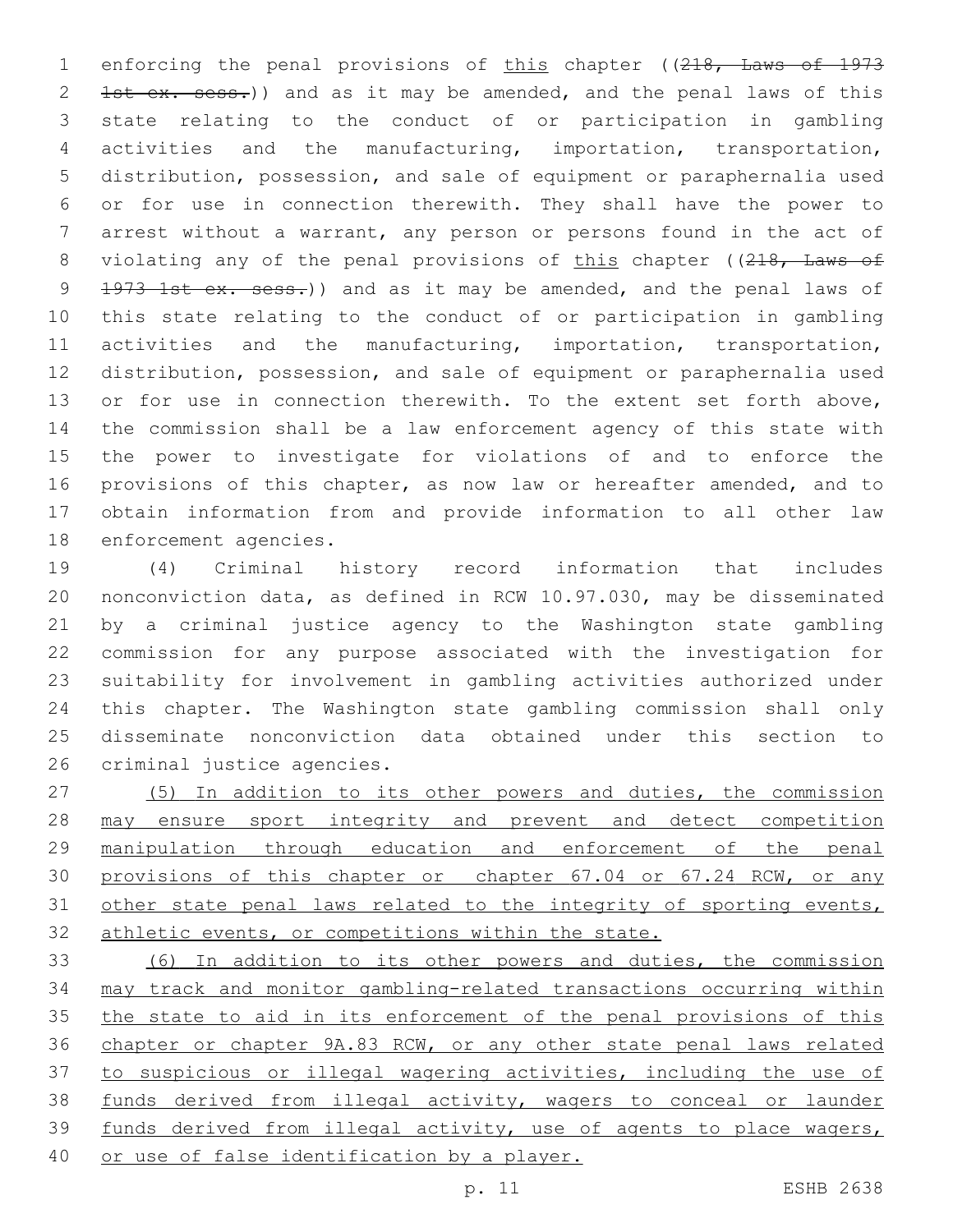enforcing the penal provisions of <u>this</u> chapter ((~~218, Laws of 1973 1st ex. sess.~~)) and as it may be amended, and the penal laws of this state relating to the conduct of or participation in gambling activities and the manufacturing, importation, transportation, distribution, possession, and sale of equipment or paraphernalia used or for use in connection therewith. They shall have the power to arrest without a warrant, any person or persons found in the act of violating any of the penal provisions of <u>this</u> chapter ((~~218, Laws of 1973 1st ex. sess.~~)) and as it may be amended, and the penal laws of this state relating to the conduct of or participation in gambling activities and the manufacturing, importation, transportation, distribution, possession, and sale of equipment or paraphernalia used or for use in connection therewith. To the extent set forth above, the commission shall be a law enforcement agency of this state with the power to investigate for violations of and to enforce the provisions of this chapter, as now law or hereafter amended, and to obtain information from and provide information to all other law enforcement agencies.

(4) Criminal history record information that includes nonconviction data, as defined in RCW 10.97.030, may be disseminated by a criminal justice agency to the Washington state gambling commission for any purpose associated with the investigation for suitability for involvement in gambling activities authorized under this chapter. The Washington state gambling commission shall only disseminate nonconviction data obtained under this section to criminal justice agencies.

<u>(5) In addition to its other powers and duties, the commission may ensure sport integrity and prevent and detect competition manipulation through education and enforcement of the penal provisions of this chapter or chapter 67.04 or 67.24 RCW, or any other state penal laws related to the integrity of sporting events, athletic events, or competitions within the state.</u>

<u>(6) In addition to its other powers and duties, the commission may track and monitor gambling-related transactions occurring within the state to aid in its enforcement of the penal provisions of this chapter or chapter 9A.83 RCW, or any other state penal laws related to suspicious or illegal wagering activities, including the use of funds derived from illegal activity, wagers to conceal or launder funds derived from illegal activity, use of agents to place wagers, or use of false identification by a player.</u>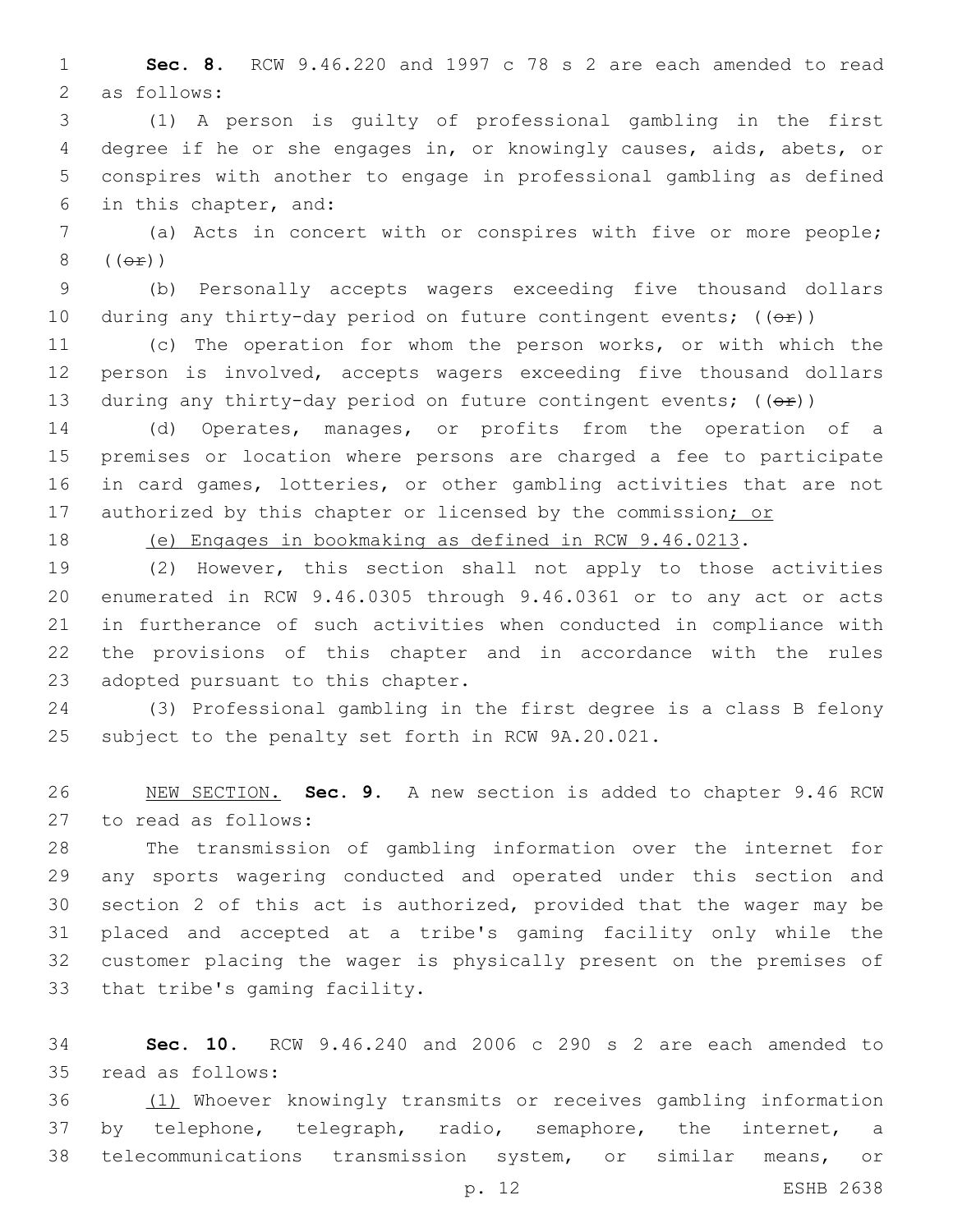**Sec. 8.** RCW 9.46.220 and 1997 c 78 s 2 are each amended to read as follows:

(1) A person is guilty of professional gambling in the first degree if he or she engages in, or knowingly causes, aids, abets, or conspires with another to engage in professional gambling as defined in this chapter, and:

(a) Acts in concert with or conspires with five or more people; ((~~or~~))

(b) Personally accepts wagers exceeding five thousand dollars during any thirty-day period on future contingent events; ((~~or~~))

(c) The operation for whom the person works, or with which the person is involved, accepts wagers exceeding five thousand dollars during any thirty-day period on future contingent events; ((~~or~~))

(d) Operates, manages, or profits from the operation of a premises or location where persons are charged a fee to participate in card games, lotteries, or other gambling activities that are not authorized by this chapter or licensed by the commission<u>; or</u>

<u>(e) Engages in bookmaking as defined in RCW 9.46.0213</u>.

(2) However, this section shall not apply to those activities enumerated in RCW 9.46.0305 through 9.46.0361 or to any act or acts in furtherance of such activities when conducted in compliance with the provisions of this chapter and in accordance with the rules adopted pursuant to this chapter.

(3) Professional gambling in the first degree is a class B felony subject to the penalty set forth in RCW 9A.20.021.

<u>NEW SECTION.</u> **Sec. 9.** A new section is added to chapter 9.46 RCW to read as follows:

The transmission of gambling information over the internet for any sports wagering conducted and operated under this section and section 2 of this act is authorized, provided that the wager may be placed and accepted at a tribe's gaming facility only while the customer placing the wager is physically present on the premises of that tribe's gaming facility.

**Sec. 10.** RCW 9.46.240 and 2006 c 290 s 2 are each amended to read as follows:

<u>(1)</u> Whoever knowingly transmits or receives gambling information by telephone, telegraph, radio, semaphore, the internet, a telecommunications transmission system, or similar means, or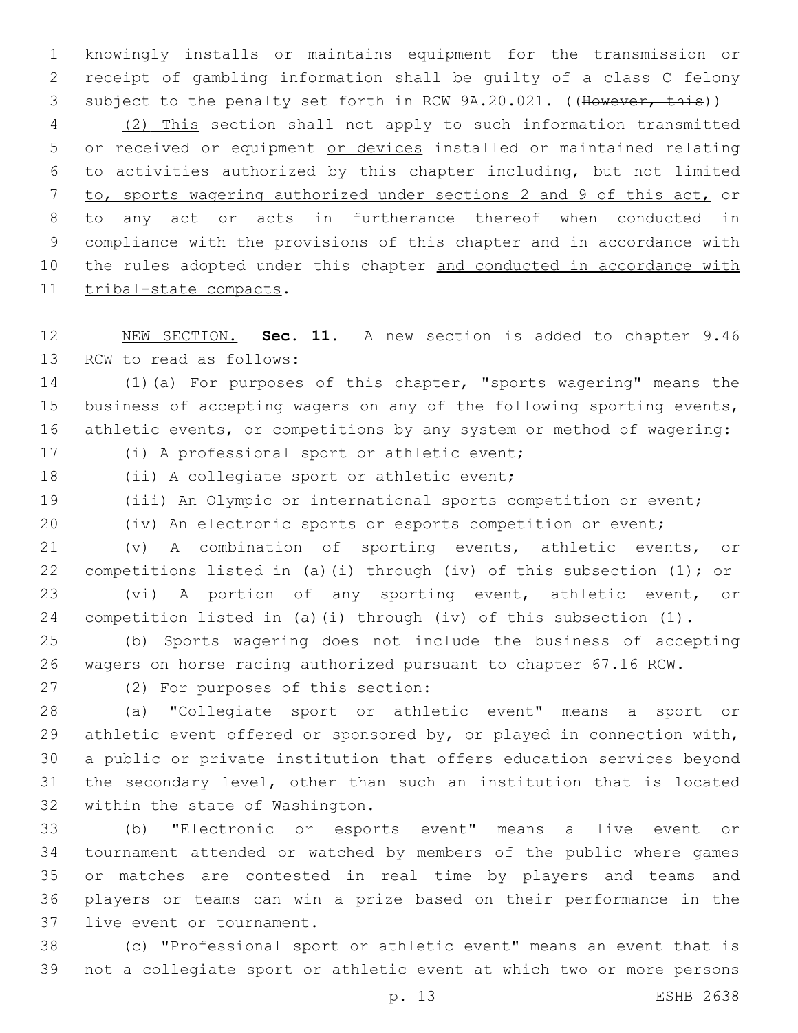knowingly installs or maintains equipment for the transmission or receipt of gambling information shall be guilty of a class C felony subject to the penalty set forth in RCW 9A.20.021. ((~~However, this~~))

(2) This section shall not apply to such information transmitted or received or equipment or devices installed or maintained relating to activities authorized by this chapter including, but not limited to, sports wagering authorized under sections 2 and 9 of this act, or to any act or acts in furtherance thereof when conducted in compliance with the provisions of this chapter and in accordance with the rules adopted under this chapter and conducted in accordance with tribal-state compacts.

NEW SECTION. **Sec. 11.** A new section is added to chapter 9.46 RCW to read as follows:

(1)(a) For purposes of this chapter, "sports wagering" means the business of accepting wagers on any of the following sporting events, athletic events, or competitions by any system or method of wagering:

(i) A professional sport or athletic event;

(ii) A collegiate sport or athletic event;

(iii) An Olympic or international sports competition or event;

(iv) An electronic sports or esports competition or event;

(v) A combination of sporting events, athletic events, or competitions listed in (a)(i) through (iv) of this subsection (1); or

(vi) A portion of any sporting event, athletic event, or competition listed in (a)(i) through (iv) of this subsection (1).

(b) Sports wagering does not include the business of accepting wagers on horse racing authorized pursuant to chapter 67.16 RCW.

(2) For purposes of this section:

(a) "Collegiate sport or athletic event" means a sport or athletic event offered or sponsored by, or played in connection with, a public or private institution that offers education services beyond the secondary level, other than such an institution that is located within the state of Washington.

(b) "Electronic or esports event" means a live event or tournament attended or watched by members of the public where games or matches are contested in real time by players and teams and players or teams can win a prize based on their performance in the live event or tournament.

(c) "Professional sport or athletic event" means an event that is not a collegiate sport or athletic event at which two or more persons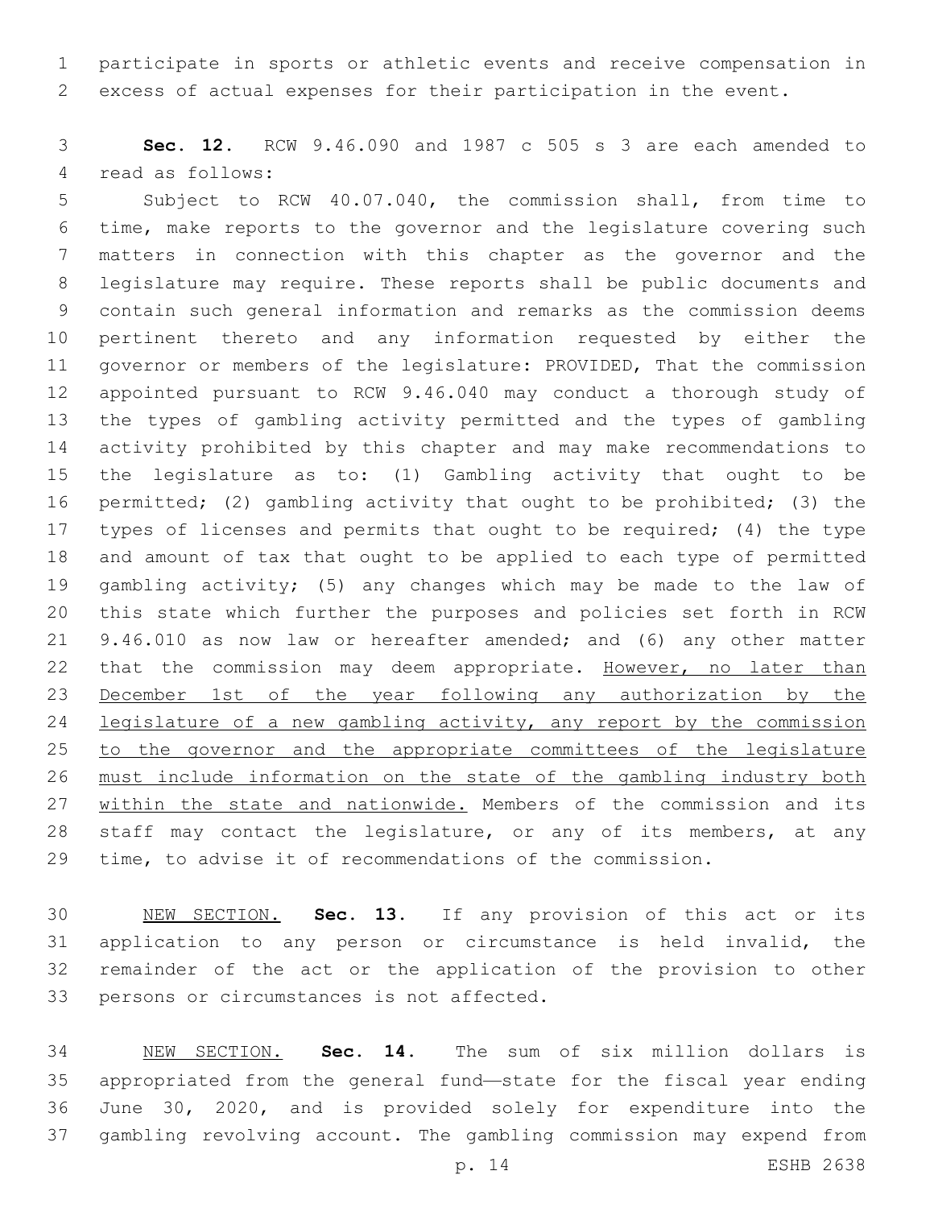participate in sports or athletic events and receive compensation in excess of actual expenses for their participation in the event.

**Sec. 12.** RCW 9.46.090 and 1987 c 505 s 3 are each amended to read as follows:

Subject to RCW 40.07.040, the commission shall, from time to time, make reports to the governor and the legislature covering such matters in connection with this chapter as the governor and the legislature may require. These reports shall be public documents and contain such general information and remarks as the commission deems pertinent thereto and any information requested by either the governor or members of the legislature: PROVIDED, That the commission appointed pursuant to RCW 9.46.040 may conduct a thorough study of the types of gambling activity permitted and the types of gambling activity prohibited by this chapter and may make recommendations to the legislature as to: (1) Gambling activity that ought to be permitted; (2) gambling activity that ought to be prohibited; (3) the types of licenses and permits that ought to be required; (4) the type and amount of tax that ought to be applied to each type of permitted gambling activity; (5) any changes which may be made to the law of this state which further the purposes and policies set forth in RCW 9.46.010 as now law or hereafter amended; and (6) any other matter that the commission may deem appropriate. <u>However, no later than December 1st of the year following any authorization by the legislature of a new gambling activity, any report by the commission to the governor and the appropriate committees of the legislature must include information on the state of the gambling industry both within the state and nationwide.</u> Members of the commission and its staff may contact the legislature, or any of its members, at any time, to advise it of recommendations of the commission.

<u>NEW SECTION.</u> **Sec. 13.** If any provision of this act or its application to any person or circumstance is held invalid, the remainder of the act or the application of the provision to other persons or circumstances is not affected.

<u>NEW SECTION.</u> **Sec. 14.** The sum of six million dollars is appropriated from the general fund—state for the fiscal year ending June 30, 2020, and is provided solely for expenditure into the gambling revolving account. The gambling commission may expend from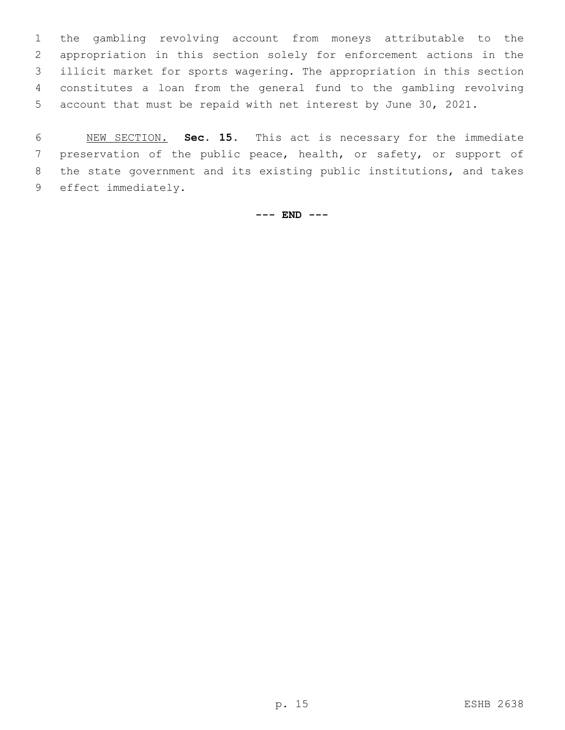the gambling revolving account from moneys attributable to the appropriation in this section solely for enforcement actions in the illicit market for sports wagering. The appropriation in this section constitutes a loan from the general fund to the gambling revolving account that must be repaid with net interest by June 30, 2021.

NEW SECTION. **Sec. 15.** This act is necessary for the immediate preservation of the public peace, health, or safety, or support of the state government and its existing public institutions, and takes effect immediately.

**--- END ---**